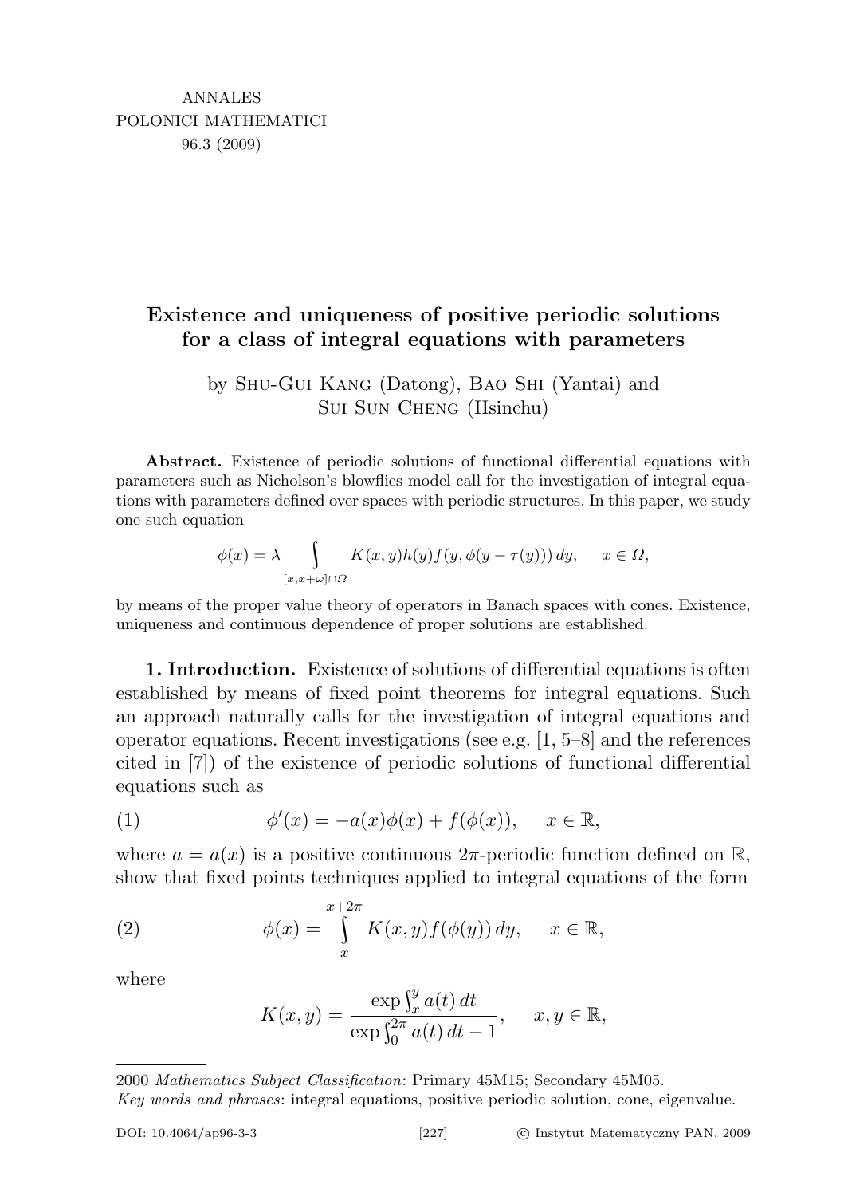# Existence and uniqueness of positive periodic solutions for a class of integral equations with parameters

by Shu-Gui Kang (Datong), Bao Shi (Yantai) and Sui Sun Cheng (Hsinchu)

**Abstract.** Existence of periodic solutions of functional differential equations with parameters such as Nicholson's blowflies model call for the investigation of integral equations with parameters defined over spaces with periodic structures. In this paper, we study one such equation

$$\phi(x) = \lambda \int\limits_{[x,x+\omega]\cap\Omega} K(x,y)h(y)f(y,\phi(y-\tau(y)))\,dy, \quad x \in \Omega,$$

by means of the proper value theory of operators in Banach spaces with cones. Existence, uniqueness and continuous dependence of proper solutions are established.

**1. Introduction.** Existence of solutions of differential equations is often established by means of fixed point theorems for integral equations. Such an approach naturally calls for the investigation of integral equations and operator equations. Recent investigations (see e.g. [1, 5–8] and the references cited in [7]) of the existence of periodic solutions of functional differential equations such as

$$\phi'(x) = -a(x)\phi(x) + f(\phi(x)), \quad x \in \mathbb{R}, \tag{1}$$

where $a = a(x)$ is a positive continuous $2\pi$-periodic function defined on $\mathbb{R}$, show that fixed points techniques applied to integral equations of the form

$$\phi(x) = \int\limits_{x}^{x+2\pi} K(x,y)f(\phi(y))\,dy, \quad x \in \mathbb{R}, \tag{2}$$

where

$$K(x,y) = \frac{\exp\int_x^y a(t)\,dt}{\exp\int_0^{2\pi} a(t)\,dt - 1}, \quad x,y \in \mathbb{R},$$

---

2000 *Mathematics Subject Classification*: Primary 45M15; Secondary 45M05.

*Key words and phrases*: integral equations, positive periodic solution, cone, eigenvalue.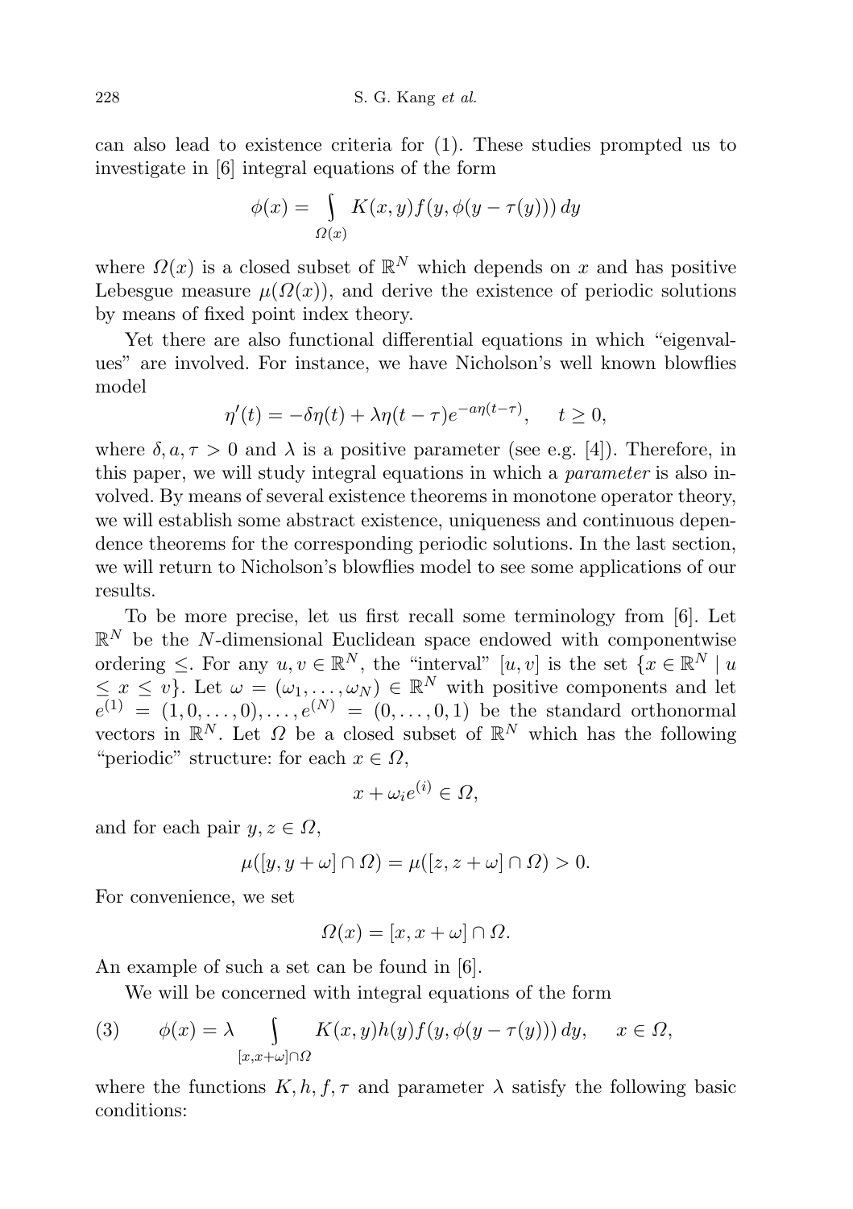can also lead to existence criteria for (1). These studies prompted us to investigate in [6] integral equations of the form

$$\phi(x) = \int_{\Omega(x)} K(x,y) f(y, \phi(y - \tau(y)))\, dy$$

where $\Omega(x)$ is a closed subset of $\mathbb{R}^N$ which depends on $x$ and has positive Lebesgue measure $\mu(\Omega(x))$, and derive the existence of periodic solutions by means of fixed point index theory.

Yet there are also functional differential equations in which "eigenvalues" are involved. For instance, we have Nicholson's well known blowflies model

$$\eta'(t) = -\delta\eta(t) + \lambda\eta(t-\tau)e^{-a\eta(t-\tau)}, \quad t \geq 0,$$

where $\delta, a, \tau > 0$ and $\lambda$ is a positive parameter (see e.g. [4]). Therefore, in this paper, we will study integral equations in which a *parameter* is also involved. By means of several existence theorems in monotone operator theory, we will establish some abstract existence, uniqueness and continuous dependence theorems for the corresponding periodic solutions. In the last section, we will return to Nicholson's blowflies model to see some applications of our results.

To be more precise, let us first recall some terminology from [6]. Let $\mathbb{R}^N$ be the $N$-dimensional Euclidean space endowed with componentwise ordering $\leq$. For any $u, v \in \mathbb{R}^N$, the "interval" $[u, v]$ is the set $\{x \in \mathbb{R}^N \mid u \leq x \leq v\}$. Let $\omega = (\omega_1, \ldots, \omega_N) \in \mathbb{R}^N$ with positive components and let $e^{(1)} = (1, 0, \ldots, 0), \ldots, e^{(N)} = (0, \ldots, 0, 1)$ be the standard orthonormal vectors in $\mathbb{R}^N$. Let $\Omega$ be a closed subset of $\mathbb{R}^N$ which has the following "periodic" structure: for each $x \in \Omega$,

$$x + \omega_i e^{(i)} \in \Omega,$$

and for each pair $y, z \in \Omega$,

$$\mu([y, y+\omega] \cap \Omega) = \mu([z, z+\omega] \cap \Omega) > 0.$$

For convenience, we set

$$\Omega(x) = [x, x+\omega] \cap \Omega.$$

An example of such a set can be found in [6].

We will be concerned with integral equations of the form

$$(3) \qquad \phi(x) = \lambda \int_{[x,x+\omega]\cap\Omega} K(x,y) h(y) f(y, \phi(y - \tau(y)))\, dy, \quad x \in \Omega,$$

where the functions $K, h, f, \tau$ and parameter $\lambda$ satisfy the following basic conditions: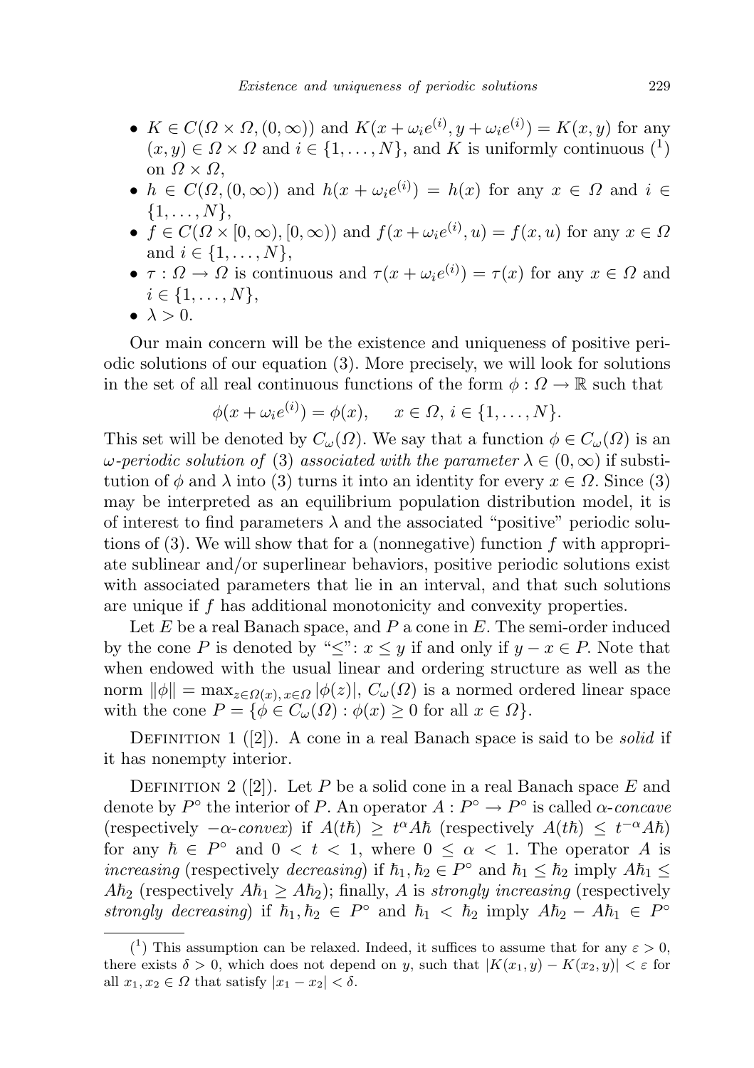- $K \in C(\Omega \times \Omega, (0, \infty))$ and $K(x + \omega_i e^{(i)}, y + \omega_i e^{(i)}) = K(x, y)$ for any $(x, y) \in \Omega \times \Omega$ and $i \in \{1, \dots, N\}$, and $K$ is uniformly continuous ([1]) on $\Omega \times \Omega$,
- $h \in C(\Omega, (0, \infty))$ and $h(x + \omega_i e^{(i)}) = h(x)$ for any $x \in \Omega$ and $i \in \{1, \dots, N\}$,
- $f \in C(\Omega \times [0, \infty), [0, \infty))$ and $f(x + \omega_i e^{(i)}, u) = f(x, u)$ for any $x \in \Omega$ and $i \in \{1, \dots, N\}$,
- $\tau : \Omega \to \Omega$ is continuous and $\tau(x + \omega_i e^{(i)}) = \tau(x)$ for any $x \in \Omega$ and $i \in \{1, \dots, N\}$,
- $\lambda > 0$.

Our main concern will be the existence and uniqueness of positive periodic solutions of our equation (3). More precisely, we will look for solutions in the set of all real continuous functions of the form $\phi : \Omega \to \mathbb{R}$ such that

$$\phi(x + \omega_i e^{(i)}) = \phi(x), \quad x \in \Omega,\ i \in \{1, \dots, N\}.$$

This set will be denoted by $C_\omega(\Omega)$. We say that a function $\phi \in C_\omega(\Omega)$ is an *$\omega$-periodic solution of* (3) *associated with the parameter* $\lambda \in (0, \infty)$ if substitution of $\phi$ and $\lambda$ into (3) turns it into an identity for every $x \in \Omega$. Since (3) may be interpreted as an equilibrium population distribution model, it is of interest to find parameters $\lambda$ and the associated "positive" periodic solutions of (3). We will show that for a (nonnegative) function $f$ with appropriate sublinear and/or superlinear behaviors, positive periodic solutions exist with associated parameters that lie in an interval, and that such solutions are unique if $f$ has additional monotonicity and convexity properties.

Let $E$ be a real Banach space, and $P$ a cone in $E$. The semi-order induced by the cone $P$ is denoted by "$\leq$": $x \leq y$ if and only if $y - x \in P$. Note that when endowed with the usual linear and ordering structure as well as the norm $\|\phi\| = \max_{z \in \Omega(x),\, x \in \Omega} |\phi(z)|$, $C_\omega(\Omega)$ is a normed ordered linear space with the cone $P = \{\phi \in C_\omega(\Omega) : \phi(x) \geq 0 \text{ for all } x \in \Omega\}$.

Definition 1 ([2]). A cone in a real Banach space is said to be *solid* if it has nonempty interior.

Definition 2 ([2]). Let $P$ be a solid cone in a real Banach space $E$ and denote by $P^\circ$ the interior of $P$. An operator $A : P^\circ \to P^\circ$ is called *$\alpha$-concave* (respectively *$-\alpha$-convex*) if $A(t\hbar) \geq t^\alpha A\hbar$ (respectively $A(t\hbar) \leq t^{-\alpha} A\hbar$) for any $\hbar \in P^\circ$ and $0 < t < 1$, where $0 \leq \alpha < 1$. The operator $A$ is *increasing* (respectively *decreasing*) if $\hbar_1, \hbar_2 \in P^\circ$ and $\hbar_1 \leq \hbar_2$ imply $A\hbar_1 \leq A\hbar_2$ (respectively $A\hbar_1 \geq A\hbar_2$); finally, $A$ is *strongly increasing* (respectively *strongly decreasing*) if $\hbar_1, \hbar_2 \in P^\circ$ and $\hbar_1 < \hbar_2$ imply $A\hbar_2 - A\hbar_1 \in P^\circ$

[1] This assumption can be relaxed. Indeed, it suffices to assume that for any $\varepsilon > 0$, there exists $\delta > 0$, which does not depend on $y$, such that $|K(x_1, y) - K(x_2, y)| < \varepsilon$ for all $x_1, x_2 \in \Omega$ that satisfy $|x_1 - x_2| < \delta$.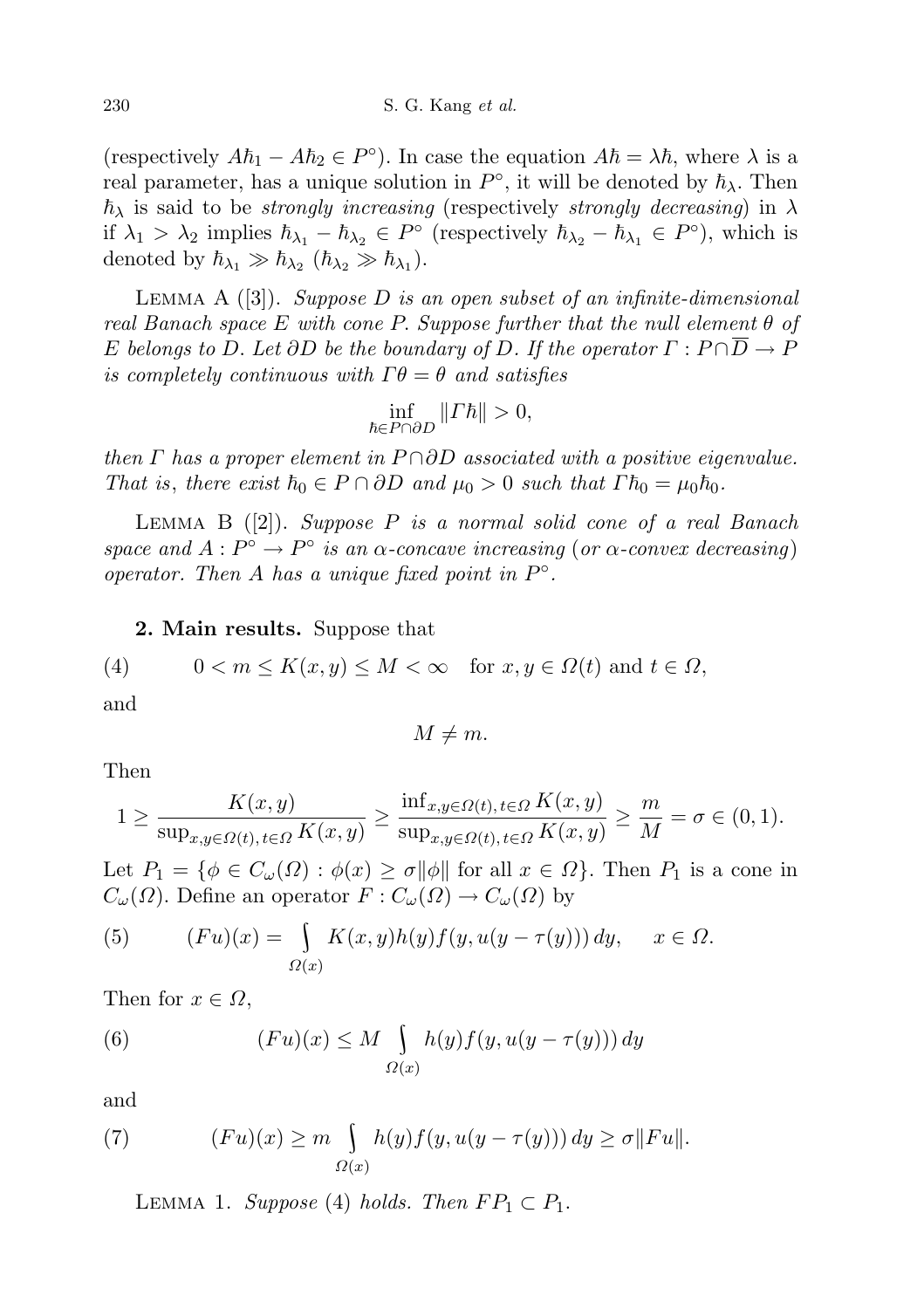(respectively $A\hbar_1 - A\hbar_2 \in P^\circ$). In case the equation $A\hbar = \lambda\hbar$, where $\lambda$ is a real parameter, has a unique solution in $P^\circ$, it will be denoted by $\hbar_\lambda$. Then $\hbar_\lambda$ is said to be *strongly increasing* (respectively *strongly decreasing*) in $\lambda$ if $\lambda_1 > \lambda_2$ implies $\hbar_{\lambda_1} - \hbar_{\lambda_2} \in P^\circ$ (respectively $\hbar_{\lambda_2} - \hbar_{\lambda_1} \in P^\circ$), which is denoted by $\hbar_{\lambda_1} \gg \hbar_{\lambda_2}$ ($\hbar_{\lambda_2} \gg \hbar_{\lambda_1}$).

LEMMA A ([3]). *Suppose $D$ is an open subset of an infinite-dimensional real Banach space $E$ with cone $P$. Suppose further that the null element $\theta$ of $E$ belongs to $D$. Let $\partial D$ be the boundary of $D$. If the operator $\Gamma : P \cap \overline{D} \to P$ is completely continuous with $\Gamma\theta = \theta$ and satisfies*

$$\inf_{\hbar \in P\cap \partial D} \|\Gamma \hbar\| > 0,$$

*then $\Gamma$ has a proper element in $P \cap \partial D$ associated with a positive eigenvalue. That is, there exist $\hbar_0 \in P \cap \partial D$ and $\mu_0 > 0$ such that $\Gamma\hbar_0 = \mu_0\hbar_0$.*

LEMMA B ([2]). *Suppose $P$ is a normal solid cone of a real Banach space and $A : P^\circ \to P^\circ$ is an $\alpha$-concave increasing (or $\alpha$-convex decreasing) operator. Then $A$ has a unique fixed point in $P^\circ$.*

## 2. Main results.

Suppose that

$$0 < m \le K(x, y) \le M < \infty \quad \text{for } x, y \in \Omega(t) \text{ and } t \in \Omega, \tag{4}$$

and

$$M \neq m.$$

Then

$$1 \ge \frac{K(x,y)}{\sup_{x,y\in\Omega(t),\, t\in\Omega} K(x,y)} \ge \frac{\inf_{x,y\in\Omega(t),\, t\in\Omega} K(x,y)}{\sup_{x,y\in\Omega(t),\, t\in\Omega} K(x,y)} \ge \frac{m}{M} = \sigma \in (0,1).$$

Let $P_1 = \{\phi \in C_\omega(\Omega) : \phi(x) \ge \sigma\|\phi\| \text{ for all } x \in \Omega\}$. Then $P_1$ is a cone in $C_\omega(\Omega)$. Define an operator $F : C_\omega(\Omega) \to C_\omega(\Omega)$ by

$$(Fu)(x) = \int_{\Omega(x)} K(x,y)h(y)f(y, u(y-\tau(y)))\, dy, \qquad x \in \Omega. \tag{5}$$

Then for $x \in \Omega$,

$$(Fu)(x) \le M \int_{\Omega(x)} h(y)f(y, u(y-\tau(y)))\, dy \tag{6}$$

and

$$(Fu)(x) \ge m \int_{\Omega(x)} h(y)f(y, u(y-\tau(y)))\, dy \ge \sigma\|Fu\|. \tag{7}$$

LEMMA 1. *Suppose* (4) *holds. Then $FP_1 \subset P_1$.*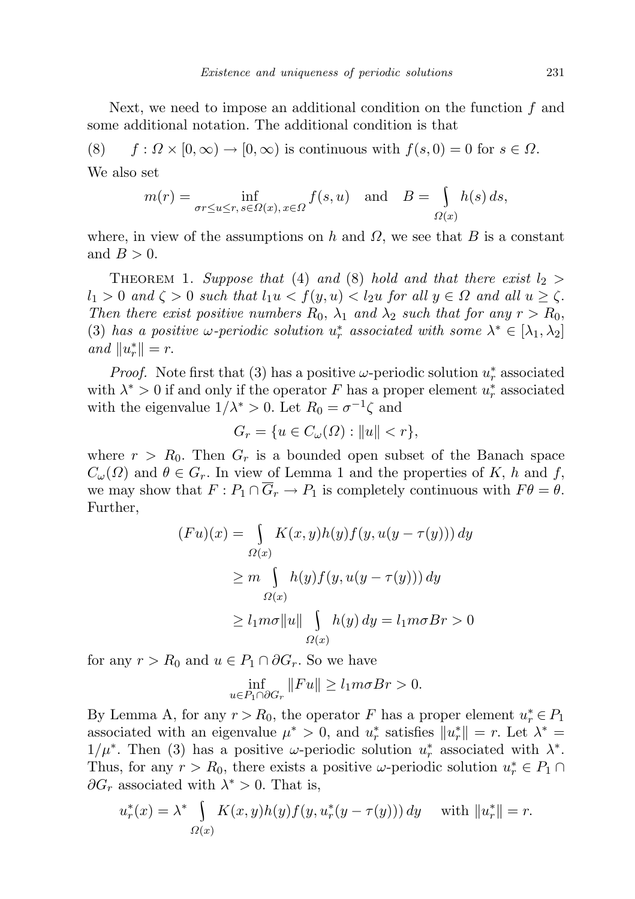Next, we need to impose an additional condition on the function $f$ and some additional notation. The additional condition is that

(8) $\quad f : \Omega \times [0,\infty) \to [0,\infty)$ is continuous with $f(s,0) = 0$ for $s \in \Omega$.

We also set

$$m(r) = \inf_{\sigma r \le u \le r,\, s \in \Omega(x),\, x \in \Omega} f(s,u) \quad \text{and} \quad B = \int_{\Omega(x)} h(s)\, ds,$$

where, in view of the assumptions on $h$ and $\Omega$, we see that $B$ is a constant and $B > 0$.

Theorem 1. *Suppose that* (4) *and* (8) *hold and that there exist $l_2 > l_1 > 0$ and $\zeta > 0$ such that $l_1 u < f(y,u) < l_2 u$ for all $y \in \Omega$ and all $u \ge \zeta$. Then there exist positive numbers $R_0$, $\lambda_1$ and $\lambda_2$ such that for any $r > R_0$,* (3) *has a positive $\omega$-periodic solution $u_r^*$ associated with some $\lambda^* \in [\lambda_1, \lambda_2]$ and $\|u_r^*\| = r$.*

*Proof.* Note first that (3) has a positive $\omega$-periodic solution $u_r^*$ associated with $\lambda^* > 0$ if and only if the operator $F$ has a proper element $u_r^*$ associated with the eigenvalue $1/\lambda^* > 0$. Let $R_0 = \sigma^{-1}\zeta$ and

$$G_r = \{u \in C_\omega(\Omega) : \|u\| < r\},$$

where $r > R_0$. Then $G_r$ is a bounded open subset of the Banach space $C_\omega(\Omega)$ and $\theta \in G_r$. In view of Lemma 1 and the properties of $K$, $h$ and $f$, we may show that $F : P_1 \cap \overline{G}_r \to P_1$ is completely continuous with $F\theta = \theta$. Further,

$$\begin{aligned}
(Fu)(x) &= \int_{\Omega(x)} K(x,y)h(y)f(y,u(y-\tau(y)))\, dy \\
&\ge m \int_{\Omega(x)} h(y)f(y,u(y-\tau(y)))\, dy \\
&\ge l_1 m\sigma \|u\| \int_{\Omega(x)} h(y)\, dy = l_1 m\sigma B r > 0
\end{aligned}$$

for any $r > R_0$ and $u \in P_1 \cap \partial G_r$. So we have

$$\inf_{u \in P_1 \cap \partial G_r} \|Fu\| \ge l_1 m\sigma B r > 0.$$

By Lemma A, for any $r > R_0$, the operator $F$ has a proper element $u_r^* \in P_1$ associated with an eigenvalue $\mu^* > 0$, and $u_r^*$ satisfies $\|u_r^*\| = r$. Let $\lambda^* = 1/\mu^*$. Then (3) has a positive $\omega$-periodic solution $u_r^*$ associated with $\lambda^*$. Thus, for any $r > R_0$, there exists a positive $\omega$-periodic solution $u_r^* \in P_1 \cap \partial G_r$ associated with $\lambda^* > 0$. That is,

$$u_r^*(x) = \lambda^* \int_{\Omega(x)} K(x,y)h(y)f(y,u_r^*(y-\tau(y)))\, dy \quad \text{with } \|u_r^*\| = r.$$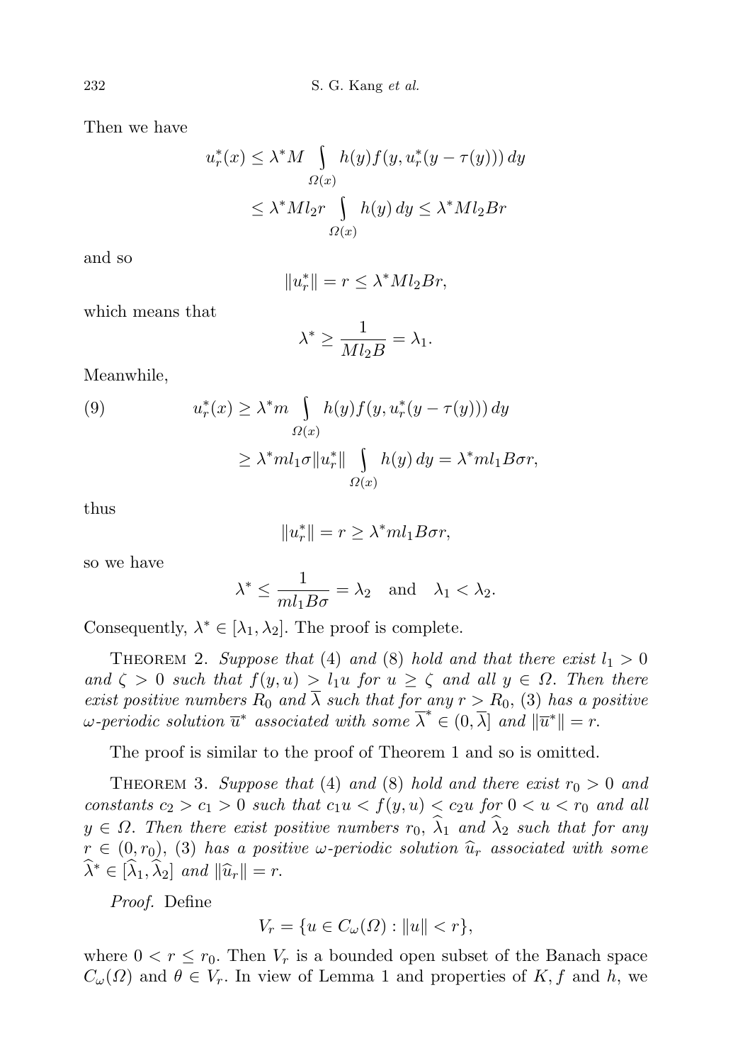Then we have

$$
\begin{aligned}
u_r^*(x) &\le \lambda^* M \int_{\Omega(x)} h(y) f(y, u_r^*(y-\tau(y)))\,dy \\
&\le \lambda^* M l_2 r \int_{\Omega(x)} h(y)\,dy \le \lambda^* M l_2 B r
\end{aligned}
$$

and so

$$
\|u_r^*\| = r \le \lambda^* M l_2 B r,
$$

which means that

$$
\lambda^* \ge \frac{1}{M l_2 B} = \lambda_1.
$$

Meanwhile,

$$
\begin{aligned}
u_r^*(x) &\ge \lambda^* m \int_{\Omega(x)} h(y) f(y, u_r^*(y-\tau(y)))\,dy \\
&\ge \lambda^* m l_1 \sigma \|u_r^*\| \int_{\Omega(x)} h(y)\,dy = \lambda^* m l_1 B \sigma r,
\end{aligned} \tag{9}
$$

thus

$$
\|u_r^*\| = r \ge \lambda^* m l_1 B \sigma r,
$$

so we have

$$
\lambda^* \le \frac{1}{m l_1 B \sigma} = \lambda_2 \quad \text{and} \quad \lambda_1 < \lambda_2.
$$

Consequently, $\lambda^* \in [\lambda_1, \lambda_2]$. The proof is complete.

Theorem 2. *Suppose that* (4) *and* (8) *hold and that there exist* $l_1 > 0$ *and* $\zeta > 0$ *such that* $f(y,u) > l_1 u$ *for* $u \ge \zeta$ *and all* $y \in \Omega$. *Then there exist positive numbers* $R_0$ *and* $\overline{\lambda}$ *such that for any* $r > R_0$, (3) *has a positive* $\omega$*-periodic solution* $\overline{u}^*$ *associated with some* $\overline{\lambda}^* \in (0, \overline{\lambda}]$ *and* $\|\overline{u}^*\| = r$.

The proof is similar to the proof of Theorem 1 and so is omitted.

Theorem 3. *Suppose that* (4) *and* (8) *hold and there exist* $r_0 > 0$ *and constants* $c_2 > c_1 > 0$ *such that* $c_1 u < f(y,u) < c_2 u$ *for* $0 < u < r_0$ *and all* $y \in \Omega$. *Then there exist positive numbers* $r_0$, $\widehat{\lambda}_1$ *and* $\widehat{\lambda}_2$ *such that for any* $r \in (0, r_0)$, (3) *has a positive* $\omega$*-periodic solution* $\widehat{u}_r$ *associated with some* $\widehat{\lambda}^* \in [\widehat{\lambda}_1, \widehat{\lambda}_2]$ *and* $\|\widehat{u}_r\| = r$.

*Proof.* Define

$$
V_r = \{u \in C_\omega(\Omega) : \|u\| < r\},
$$

where $0 < r \le r_0$. Then $V_r$ is a bounded open subset of the Banach space $C_\omega(\Omega)$ and $\theta \in V_r$. In view of Lemma 1 and properties of $K, f$ and $h$, we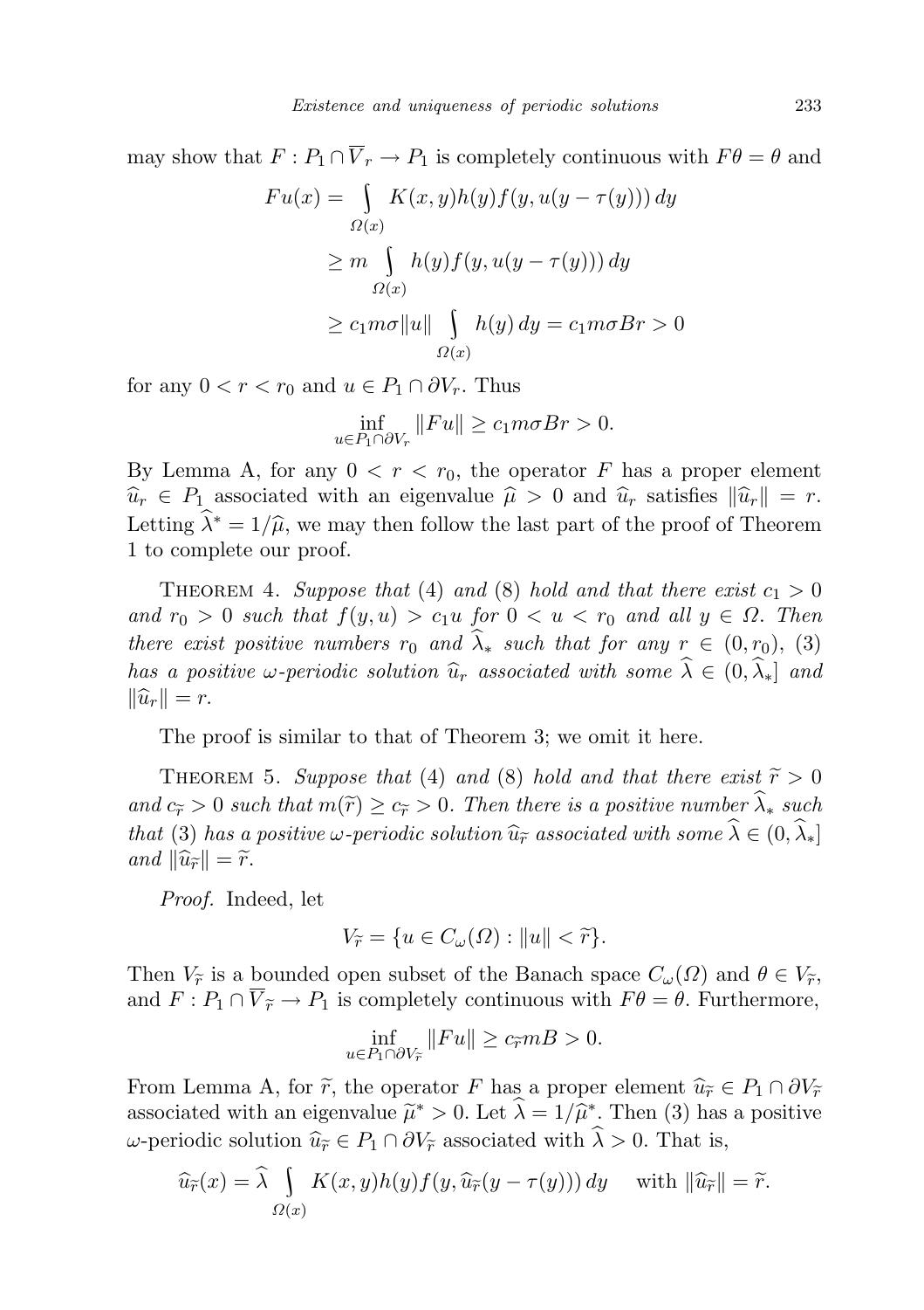may show that $F : P_1 \cap \overline{V}_r \to P_1$ is completely continuous with $F\theta = \theta$ and

$$
\begin{aligned}
Fu(x) &= \int\limits_{\Omega(x)} K(x,y)h(y)f(y,u(y-\tau(y)))\,dy \\
&\geq m \int\limits_{\Omega(x)} h(y)f(y,u(y-\tau(y)))\,dy \\
&\geq c_1 m\sigma\|u\| \int\limits_{\Omega(x)} h(y)\,dy = c_1 m\sigma Br > 0
\end{aligned}
$$

for any $0 < r < r_0$ and $u \in P_1 \cap \partial V_r$. Thus

$$
\inf_{u \in P_1 \cap \partial V_r} \|Fu\| \geq c_1 m\sigma Br > 0.
$$

By Lemma A, for any $0 < r < r_0$, the operator $F$ has a proper element $\widehat{u}_r \in P_1$ associated with an eigenvalue $\widehat{\mu} > 0$ and $\widehat{u}_r$ satisfies $\|\widehat{u}_r\| = r$. Letting $\widehat{\lambda}^* = 1/\widehat{\mu}$, we may then follow the last part of the proof of Theorem 1 to complete our proof.

Theorem 4. *Suppose that* (4) *and* (8) *hold and that there exist $c_1 > 0$ and $r_0 > 0$ such that $f(y,u) > c_1 u$ for $0 < u < r_0$ and all $y \in \Omega$. Then there exist positive numbers $r_0$ and $\widehat{\lambda}_*$ such that for any $r \in (0, r_0)$,* (3) *has a positive $\omega$-periodic solution $\widehat{u}_r$ associated with some $\widehat{\lambda} \in (0, \widehat{\lambda}_*]$ and $\|\widehat{u}_r\| = r$.*

The proof is similar to that of Theorem 3; we omit it here.

Theorem 5. *Suppose that* (4) *and* (8) *hold and that there exist $\widetilde{r} > 0$ and $c_{\widetilde{r}} > 0$ such that $m(\widetilde{r}) \geq c_{\widetilde{r}} > 0$. Then there is a positive number $\widehat{\lambda}_*$ such that* (3) *has a positive $\omega$-periodic solution $\widehat{u}_{\widetilde{r}}$ associated with some $\widehat{\lambda} \in (0, \widehat{\lambda}_*]$ and $\|\widehat{u}_{\widetilde{r}}\| = \widetilde{r}$.*

*Proof.* Indeed, let

$$
V_{\widetilde{r}} = \{u \in C_\omega(\Omega) : \|u\| < \widetilde{r}\}.
$$

Then $V_{\widetilde{r}}$ is a bounded open subset of the Banach space $C_\omega(\Omega)$ and $\theta \in V_{\widetilde{r}}$, and $F : P_1 \cap \overline{V}_{\widetilde{r}} \to P_1$ is completely continuous with $F\theta = \theta$. Furthermore,

$$
\inf_{u \in P_1 \cap \partial V_{\widetilde{r}}} \|Fu\| \geq c_{\widetilde{r}} mB > 0.
$$

From Lemma A, for $\widetilde{r}$, the operator $F$ has a proper element $\widehat{u}_{\widetilde{r}} \in P_1 \cap \partial V_{\widetilde{r}}$ associated with an eigenvalue $\widetilde{\mu}^* > 0$. Let $\widehat{\lambda} = 1/\widehat{\mu}^*$. Then (3) has a positive $\omega$-periodic solution $\widehat{u}_{\widetilde{r}} \in P_1 \cap \partial V_{\widetilde{r}}$ associated with $\widehat{\lambda} > 0$. That is,

$$
\widehat{u}_{\widetilde{r}}(x) = \widehat{\lambda} \int\limits_{\Omega(x)} K(x,y)h(y)f(y,\widehat{u}_{\widetilde{r}}(y-\tau(y)))\,dy \quad \text{ with } \|\widehat{u}_{\widetilde{r}}\| = \widetilde{r}.
$$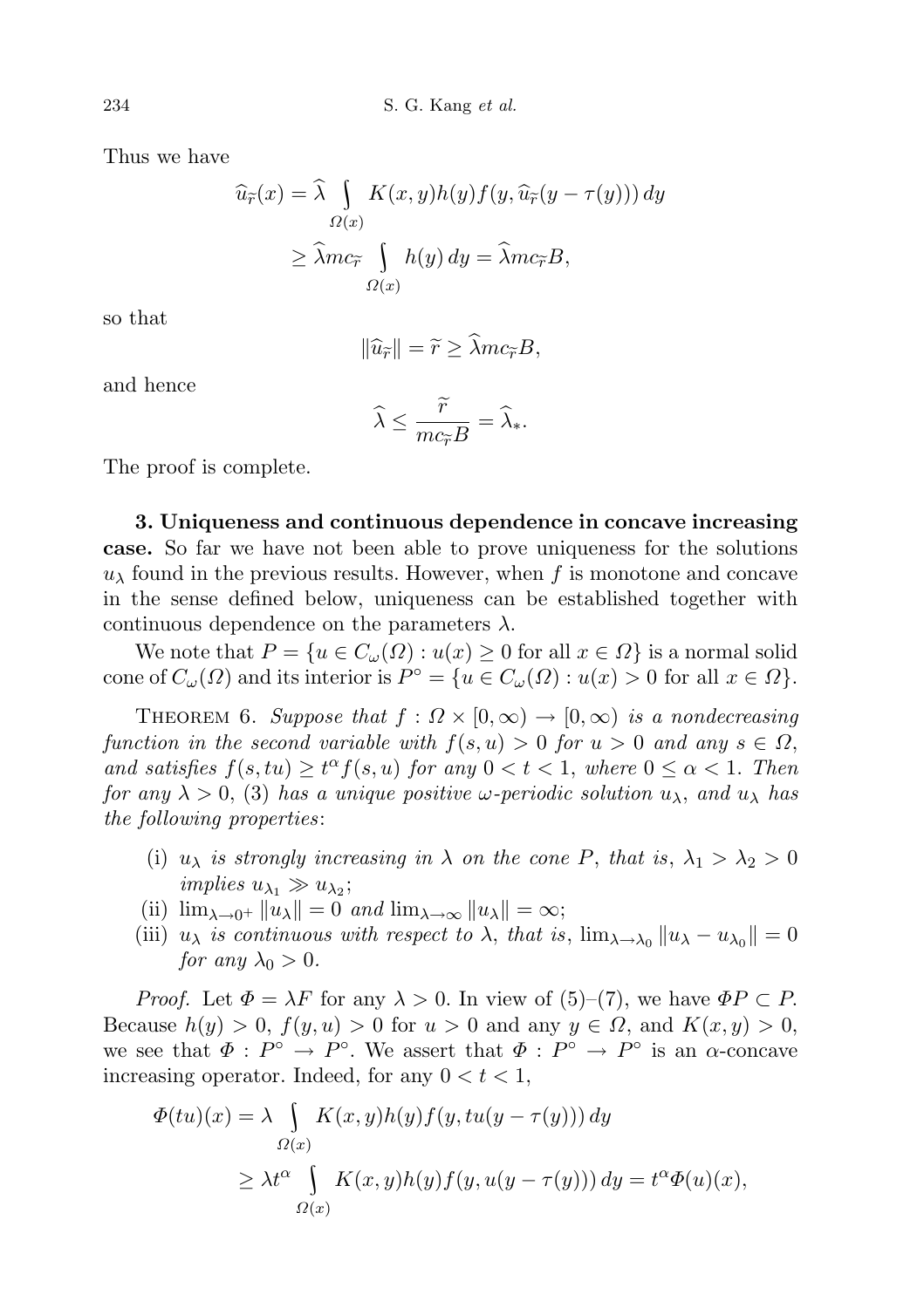Thus we have

$$
\begin{aligned}
\widehat{u}_{\widetilde{r}}(x) &= \widehat{\lambda} \int_{\Omega(x)} K(x,y)h(y)f(y, \widehat{u}_{\widetilde{r}}(y-\tau(y)))\,dy \\
&\geq \widehat{\lambda} m c_{\widetilde{r}} \int_{\Omega(x)} h(y)\,dy = \widehat{\lambda} m c_{\widetilde{r}} B,
\end{aligned}
$$

so that

$$
\|\widehat{u}_{\widetilde{r}}\| = \widetilde{r} \geq \widehat{\lambda} m c_{\widetilde{r}} B,
$$

and hence

$$
\widehat{\lambda} \leq \frac{\widetilde{r}}{m c_{\widetilde{r}} B} = \widehat{\lambda}_{*}.
$$

The proof is complete.

**3. Uniqueness and continuous dependence in concave increasing case.** So far we have not been able to prove uniqueness for the solutions $u_\lambda$ found in the previous results. However, when $f$ is monotone and concave in the sense defined below, uniqueness can be established together with continuous dependence on the parameters $\lambda$.

We note that $P = \{u \in C_\omega(\Omega) : u(x) \geq 0 \text{ for all } x \in \Omega\}$ is a normal solid cone of $C_\omega(\Omega)$ and its interior is $P^\circ = \{u \in C_\omega(\Omega) : u(x) > 0 \text{ for all } x \in \Omega\}$.

THEOREM 6. *Suppose that $f : \Omega \times [0,\infty) \to [0,\infty)$ is a nondecreasing function in the second variable with $f(s,u) > 0$ for $u > 0$ and any $s \in \Omega$, and satisfies $f(s,tu) \geq t^\alpha f(s,u)$ for any $0 < t < 1$, where $0 \leq \alpha < 1$. Then for any $\lambda > 0$, (3) has a unique positive $\omega$-periodic solution $u_\lambda$, and $u_\lambda$ has the following properties*:

- (i) *$u_\lambda$ is strongly increasing in $\lambda$ on the cone $P$, that is, $\lambda_1 > \lambda_2 > 0$ implies $u_{\lambda_1} \gg u_{\lambda_2}$*;
- (ii) *$\lim_{\lambda \to 0^+} \|u_\lambda\| = 0$ and $\lim_{\lambda \to \infty} \|u_\lambda\| = \infty$*;
- (iii) *$u_\lambda$ is continuous with respect to $\lambda$, that is, $\lim_{\lambda \to \lambda_0} \|u_\lambda - u_{\lambda_0}\| = 0$ for any $\lambda_0 > 0$.*

*Proof.* Let $\Phi = \lambda F$ for any $\lambda > 0$. In view of (5)–(7), we have $\Phi P \subset P$. Because $h(y) > 0$, $f(y,u) > 0$ for $u > 0$ and any $y \in \Omega$, and $K(x,y) > 0$, we see that $\Phi : P^\circ \to P^\circ$. We assert that $\Phi : P^\circ \to P^\circ$ is an $\alpha$-concave increasing operator. Indeed, for any $0 < t < 1$,

$$
\begin{aligned}
\Phi(tu)(x) &= \lambda \int_{\Omega(x)} K(x,y)h(y)f(y, tu(y-\tau(y)))\,dy \\
&\geq \lambda t^\alpha \int_{\Omega(x)} K(x,y)h(y)f(y, u(y-\tau(y)))\,dy = t^\alpha \Phi(u)(x),
\end{aligned}
$$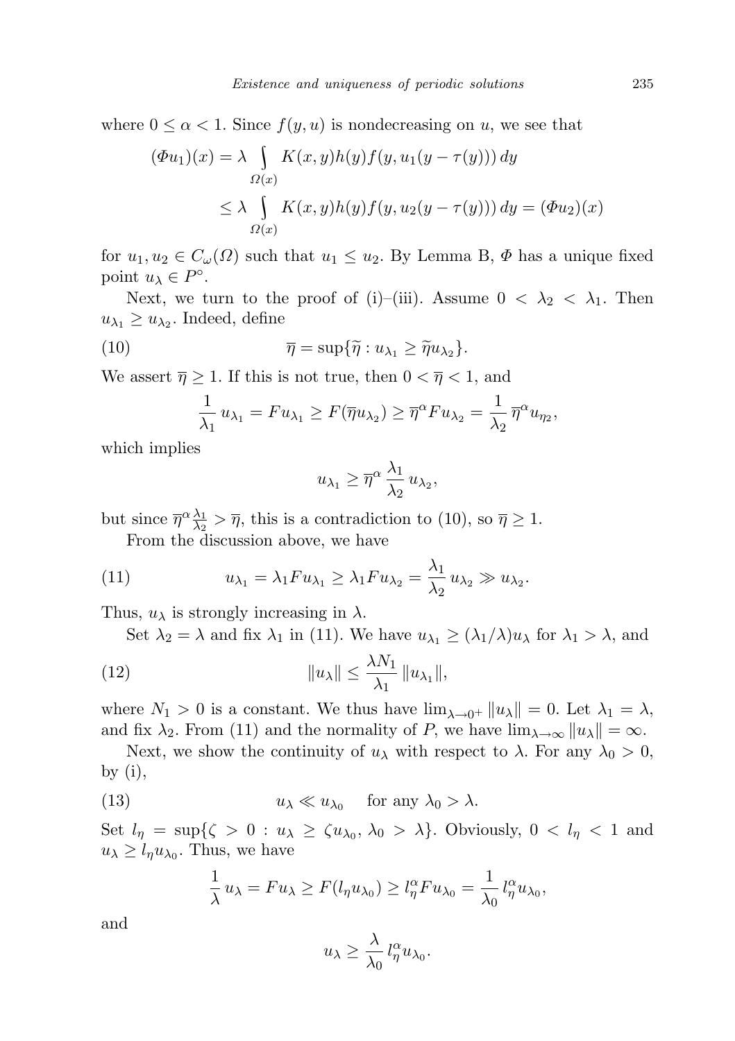where $0 \le \alpha < 1$. Since $f(y,u)$ is nondecreasing on $u$, we see that

$$(\Phi u_1)(x) = \lambda \int_{\Omega(x)} K(x,y)h(y)f(y,u_1(y-\tau(y)))\,dy$$
$$\le \lambda \int_{\Omega(x)} K(x,y)h(y)f(y,u_2(y-\tau(y)))\,dy = (\Phi u_2)(x)$$

for $u_1, u_2 \in C_\omega(\Omega)$ such that $u_1 \le u_2$. By Lemma B, $\Phi$ has a unique fixed point $u_\lambda \in P^\circ$.

Next, we turn to the proof of (i)–(iii). Assume $0 < \lambda_2 < \lambda_1$. Then $u_{\lambda_1} \ge u_{\lambda_2}$. Indeed, define

$$\overline{\eta} = \sup\{\widetilde{\eta} : u_{\lambda_1} \ge \widetilde{\eta} u_{\lambda_2}\}. \tag{10}$$

We assert $\overline{\eta} \ge 1$. If this is not true, then $0 < \overline{\eta} < 1$, and

$$\frac{1}{\lambda_1} u_{\lambda_1} = F u_{\lambda_1} \ge F(\overline{\eta} u_{\lambda_2}) \ge \overline{\eta}^\alpha F u_{\lambda_2} = \frac{1}{\lambda_2} \overline{\eta}^\alpha u_{\eta_2},$$

which implies

$$u_{\lambda_1} \ge \overline{\eta}^\alpha \frac{\lambda_1}{\lambda_2} u_{\lambda_2},$$

but since $\overline{\eta}^\alpha \frac{\lambda_1}{\lambda_2} > \overline{\eta}$, this is a contradiction to (10), so $\overline{\eta} \ge 1$.

From the discussion above, we have

$$u_{\lambda_1} = \lambda_1 F u_{\lambda_1} \ge \lambda_1 F u_{\lambda_2} = \frac{\lambda_1}{\lambda_2} u_{\lambda_2} \gg u_{\lambda_2}. \tag{11}$$

Thus, $u_\lambda$ is strongly increasing in $\lambda$.

Set $\lambda_2 = \lambda$ and fix $\lambda_1$ in (11). We have $u_{\lambda_1} \ge (\lambda_1/\lambda) u_\lambda$ for $\lambda_1 > \lambda$, and

$$\|u_\lambda\| \le \frac{\lambda N_1}{\lambda_1} \|u_{\lambda_1}\|, \tag{12}$$

where $N_1 > 0$ is a constant. We thus have $\lim_{\lambda \to 0^+} \|u_\lambda\| = 0$. Let $\lambda_1 = \lambda$, and fix $\lambda_2$. From (11) and the normality of $P$, we have $\lim_{\lambda \to \infty} \|u_\lambda\| = \infty$.

Next, we show the continuity of $u_\lambda$ with respect to $\lambda$. For any $\lambda_0 > 0$, by (i),

$$u_\lambda \ll u_{\lambda_0} \quad \text{for any } \lambda_0 > \lambda. \tag{13}$$

Set $l_\eta = \sup\{\zeta > 0 : u_\lambda \ge \zeta u_{\lambda_0},\ \lambda_0 > \lambda\}$. Obviously, $0 < l_\eta < 1$ and $u_\lambda \ge l_\eta u_{\lambda_0}$. Thus, we have

$$\frac{1}{\lambda} u_\lambda = F u_\lambda \ge F(l_\eta u_{\lambda_0}) \ge l_\eta^\alpha F u_{\lambda_0} = \frac{1}{\lambda_0} l_\eta^\alpha u_{\lambda_0},$$

and

$$u_\lambda \ge \frac{\lambda}{\lambda_0} l_\eta^\alpha u_{\lambda_0}.$$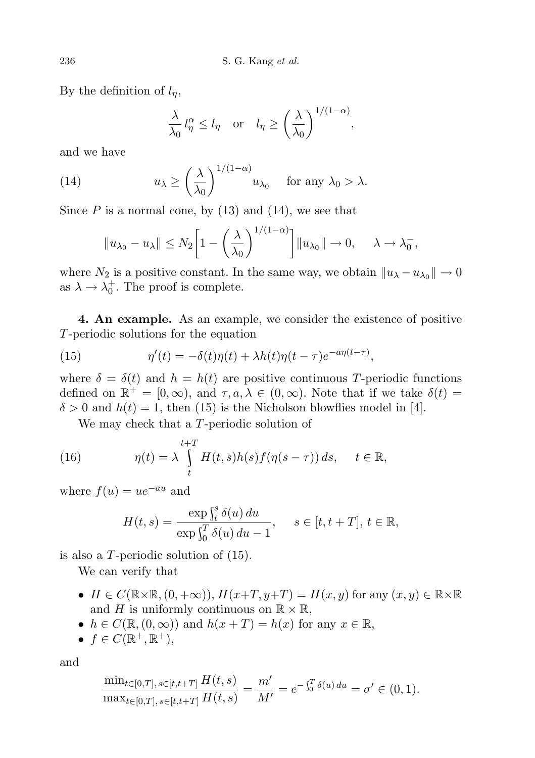By the definition of $l_\eta$,

$$\frac{\lambda}{\lambda_0} l_\eta^\alpha \le l_\eta \quad \text{or} \quad l_\eta \ge \left(\frac{\lambda}{\lambda_0}\right)^{1/(1-\alpha)},$$

and we have

$$u_\lambda \ge \left(\frac{\lambda}{\lambda_0}\right)^{1/(1-\alpha)} u_{\lambda_0} \quad \text{for any } \lambda_0 > \lambda. \tag{14}$$

Since $P$ is a normal cone, by (13) and (14), we see that

$$\|u_{\lambda_0} - u_\lambda\| \le N_2\left[1 - \left(\frac{\lambda}{\lambda_0}\right)^{1/(1-\alpha)}\right]\|u_{\lambda_0}\| \to 0, \quad \lambda \to \lambda_0^-,$$

where $N_2$ is a positive constant. In the same way, we obtain $\|u_\lambda - u_{\lambda_0}\| \to 0$ as $\lambda \to \lambda_0^+$. The proof is complete.

**4. An example.** As an example, we consider the existence of positive $T$-periodic solutions for the equation

$$\eta'(t) = -\delta(t)\eta(t) + \lambda h(t)\eta(t-\tau)e^{-a\eta(t-\tau)}, \tag{15}$$

where $\delta = \delta(t)$ and $h = h(t)$ are positive continuous $T$-periodic functions defined on $\mathbb{R}^+ = [0, \infty)$, and $\tau, a, \lambda \in (0, \infty)$. Note that if we take $\delta(t) = \delta > 0$ and $h(t) = 1$, then (15) is the Nicholson blowflies model in [4].

We may check that a $T$-periodic solution of

$$\eta(t) = \lambda \int_t^{t+T} H(t,s)h(s)f(\eta(s-\tau))\,ds, \quad t \in \mathbb{R}, \tag{16}$$

where $f(u) = ue^{-au}$ and

$$H(t,s) = \frac{\exp\int_t^s \delta(u)\,du}{\exp\int_0^T \delta(u)\,du - 1}, \quad s \in [t, t+T],\ t \in \mathbb{R},$$

is also a $T$-periodic solution of (15).

We can verify that

- $H \in C(\mathbb{R}\times\mathbb{R}, (0, +\infty))$, $H(x+T, y+T) = H(x,y)$ for any $(x,y) \in \mathbb{R}\times\mathbb{R}$ and $H$ is uniformly continuous on $\mathbb{R}\times\mathbb{R}$,
- $h \in C(\mathbb{R}, (0,\infty))$ and $h(x+T) = h(x)$ for any $x \in \mathbb{R}$,
- $f \in C(\mathbb{R}^+, \mathbb{R}^+)$,

and

$$\frac{\min_{t\in[0,T],\, s\in[t,t+T]} H(t,s)}{\max_{t\in[0,T],\, s\in[t,t+T]} H(t,s)} = \frac{m'}{M'} = e^{-\int_0^T \delta(u)\,du} = \sigma' \in (0,1).$$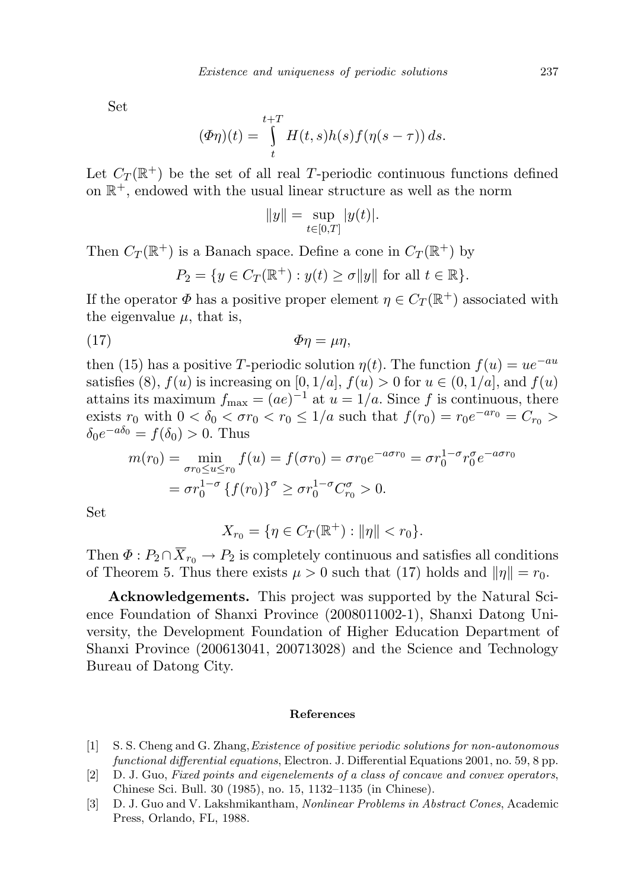Set

$$(\Phi\eta)(t) = \int_t^{t+T} H(t,s)h(s)f(\eta(s-\tau))\,ds.$$

Let $C_T(\mathbb{R}^+)$ be the set of all real $T$-periodic continuous functions defined on $\mathbb{R}^+$, endowed with the usual linear structure as well as the norm

$$\|y\| = \sup_{t\in[0,T]} |y(t)|.$$

Then $C_T(\mathbb{R}^+)$ is a Banach space. Define a cone in $C_T(\mathbb{R}^+)$ by

$$P_2 = \{y \in C_T(\mathbb{R}^+) : y(t) \geq \sigma\|y\| \text{ for all } t \in \mathbb{R}\}.$$

If the operator $\Phi$ has a positive proper element $\eta \in C_T(\mathbb{R}^+)$ associated with the eigenvalue $\mu$, that is,

$$\Phi\eta = \mu\eta, \tag{17}$$

then (15) has a positive $T$-periodic solution $\eta(t)$. The function $f(u) = ue^{-au}$ satisfies (8), $f(u)$ is increasing on $[0, 1/a]$, $f(u) > 0$ for $u \in (0, 1/a]$, and $f(u)$ attains its maximum $f_{\max} = (ae)^{-1}$ at $u = 1/a$. Since $f$ is continuous, there exists $r_0$ with $0 < \delta_0 < \sigma r_0 < r_0 \leq 1/a$ such that $f(r_0) = r_0 e^{-ar_0} = C_{r_0} > \delta_0 e^{-a\delta_0} = f(\delta_0) > 0$. Thus

$$\begin{aligned} m(r_0) &= \min_{\sigma r_0 \leq u \leq r_0} f(u) = f(\sigma r_0) = \sigma r_0 e^{-a\sigma r_0} = \sigma r_0^{1-\sigma} r_0^{\sigma} e^{-a\sigma r_0} \\ &= \sigma r_0^{1-\sigma}\{f(r_0)\}^{\sigma} \geq \sigma r_0^{1-\sigma} C_{r_0}^{\sigma} > 0. \end{aligned}$$

Set

$$X_{r_0} = \{\eta \in C_T(\mathbb{R}^+) : \|\eta\| < r_0\}.$$

Then $\Phi : P_2 \cap \overline{X}_{r_0} \to P_2$ is completely continuous and satisfies all conditions of Theorem 5. Thus there exists $\mu > 0$ such that (17) holds and $\|\eta\| = r_0$.

**Acknowledgements.** This project was supported by the Natural Science Foundation of Shanxi Province (2008011002-1), Shanxi Datong University, the Development Foundation of Higher Education Department of Shanxi Province (200613041, 200713028) and the Science and Technology Bureau of Datong City.

#### References

[1] S. S. Cheng and G. Zhang, *Existence of positive periodic solutions for non-autonomous functional differential equations*, Electron. J. Differential Equations 2001, no. 59, 8 pp.

[2] D. J. Guo, *Fixed points and eigenelements of a class of concave and convex operators*, Chinese Sci. Bull. 30 (1985), no. 15, 1132–1135 (in Chinese).

[3] D. J. Guo and V. Lakshmikantham, *Nonlinear Problems in Abstract Cones*, Academic Press, Orlando, FL, 1988.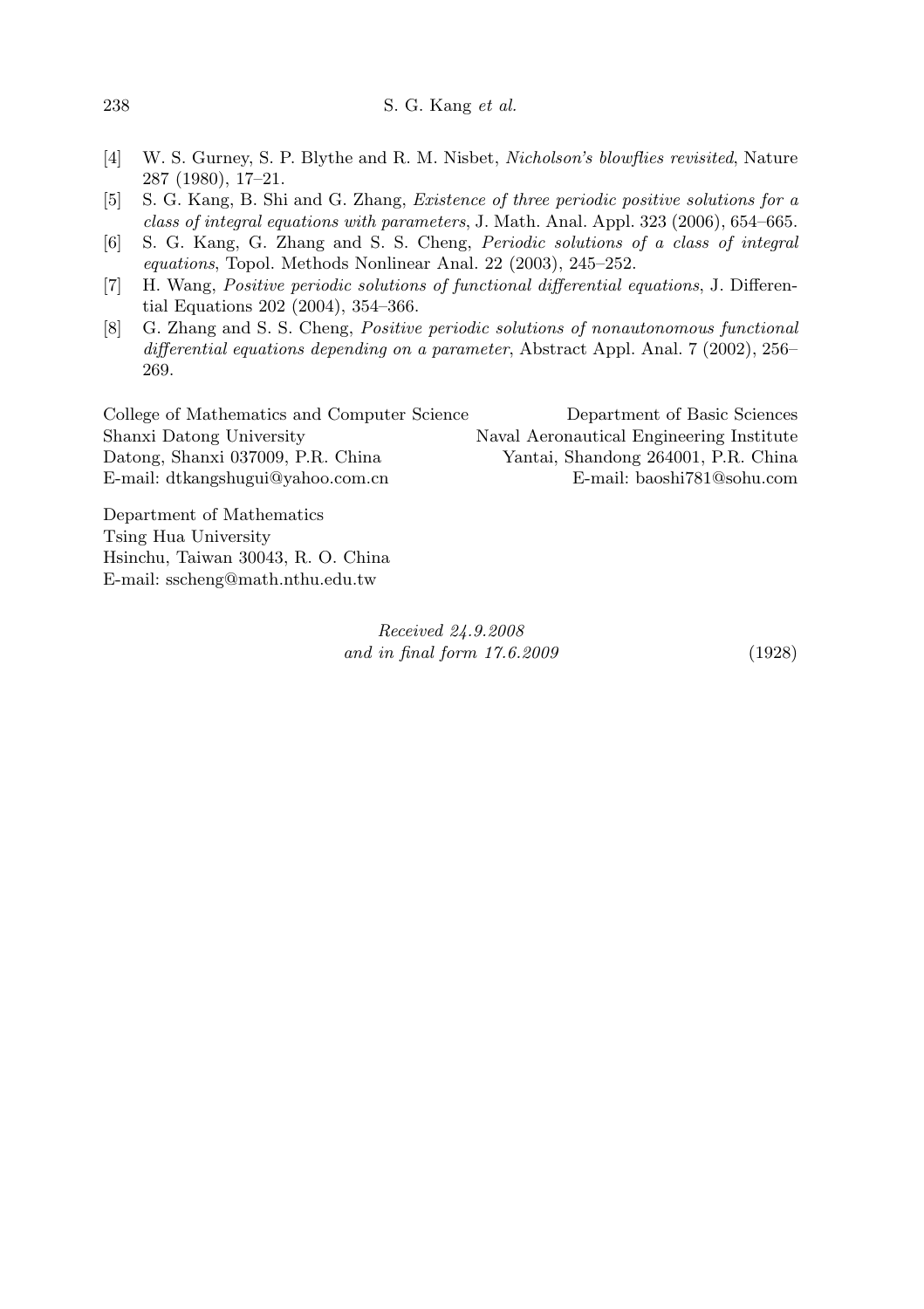[4] W. S. Gurney, S. P. Blythe and R. M. Nisbet, *Nicholson's blowflies revisited*, Nature 287 (1980), 17–21.

[5] S. G. Kang, B. Shi and G. Zhang, *Existence of three periodic positive solutions for a class of integral equations with parameters*, J. Math. Anal. Appl. 323 (2006), 654–665.

[6] S. G. Kang, G. Zhang and S. S. Cheng, *Periodic solutions of a class of integral equations*, Topol. Methods Nonlinear Anal. 22 (2003), 245–252.

[7] H. Wang, *Positive periodic solutions of functional differential equations*, J. Differential Equations 202 (2004), 354–366.

[8] G. Zhang and S. S. Cheng, *Positive periodic solutions of nonautonomous functional differential equations depending on a parameter*, Abstract Appl. Anal. 7 (2002), 256–269.

College of Mathematics and Computer Science
Shanxi Datong University
Datong, Shanxi 037009, P.R. China
E-mail: dtkangshugui@yahoo.com.cn

Department of Basic Sciences
Naval Aeronautical Engineering Institute
Yantai, Shandong 264001, P.R. China
E-mail: baoshi781@sohu.com

Department of Mathematics
Tsing Hua University
Hsinchu, Taiwan 30043, R. O. China
E-mail: sscheng@math.nthu.edu.tw

*Received 24.9.2008*
*and in final form 17.6.2009* (1928)